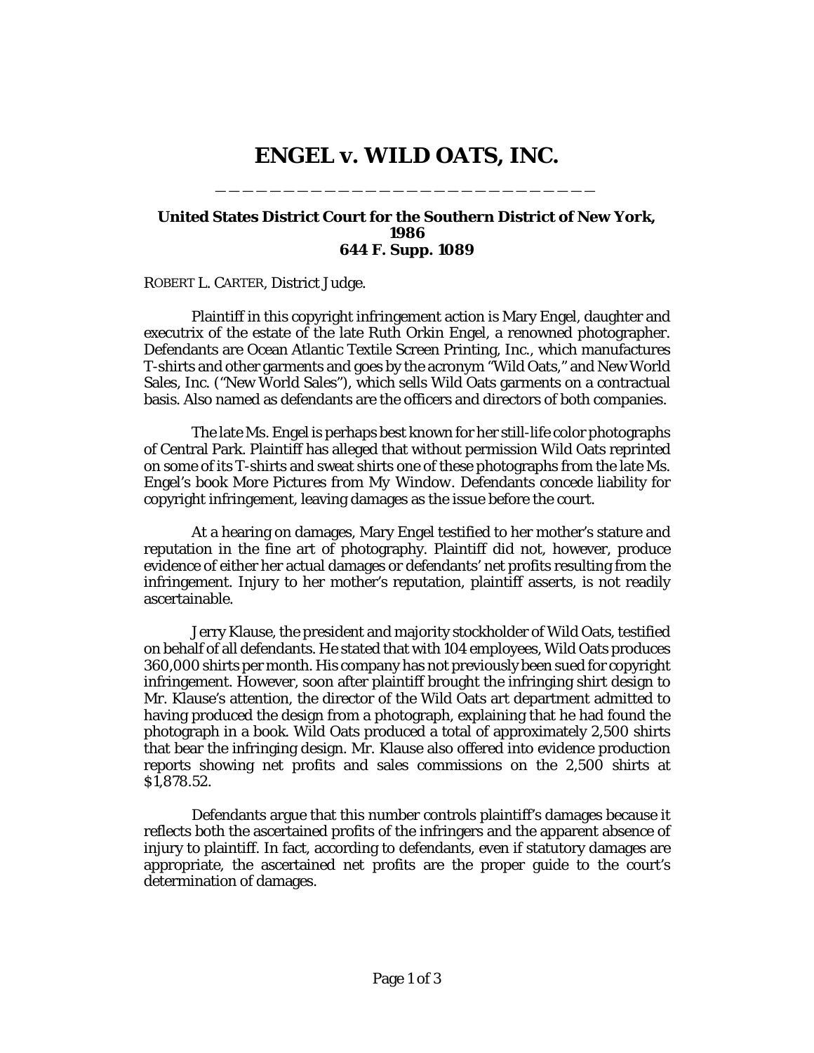# ENGEL v. WILD OATS, INC.

_____________________________

**United States District Court for the Southern District of New York, 1986**
**644 F. Supp. 1089**

ROBERT L. CARTER, District Judge.

Plaintiff in this copyright infringement action is Mary Engel, daughter and executrix of the estate of the late Ruth Orkin Engel, a renowned photographer. Defendants are Ocean Atlantic Textile Screen Printing, Inc., which manufactures T-shirts and other garments and goes by the acronym "Wild Oats," and New World Sales, Inc. ("New World Sales"), which sells Wild Oats garments on a contractual basis. Also named as defendants are the officers and directors of both companies.

The late Ms. Engel is perhaps best known for her still-life color photographs of Central Park. Plaintiff has alleged that without permission Wild Oats reprinted on some of its T-shirts and sweat shirts one of these photographs from the late Ms. Engel's book *More Pictures from My Window*. Defendants concede liability for copyright infringement, leaving damages as the issue before the court.

At a hearing on damages, Mary Engel testified to her mother's stature and reputation in the fine art of photography. Plaintiff did not, however, produce evidence of either her actual damages or defendants' net profits resulting from the infringement. Injury to her mother's reputation, plaintiff asserts, is not readily ascertainable.

Jerry Klause, the president and majority stockholder of Wild Oats, testified on behalf of all defendants. He stated that with 104 employees, Wild Oats produces 360,000 shirts per month. His company has not previously been sued for copyright infringement. However, soon after plaintiff brought the infringing shirt design to Mr. Klause's attention, the director of the Wild Oats art department admitted to having produced the design from a photograph, explaining that he had found the photograph in a book. Wild Oats produced a total of approximately 2,500 shirts that bear the infringing design. Mr. Klause also offered into evidence production reports showing net profits and sales commissions on the 2,500 shirts at $1,878.52.

Defendants argue that this number controls plaintiff's damages because it reflects both the ascertained profits of the infringers and the apparent absence of injury to plaintiff. In fact, according to defendants, even if statutory damages are appropriate, the ascertained net profits are the proper guide to the court's determination of damages.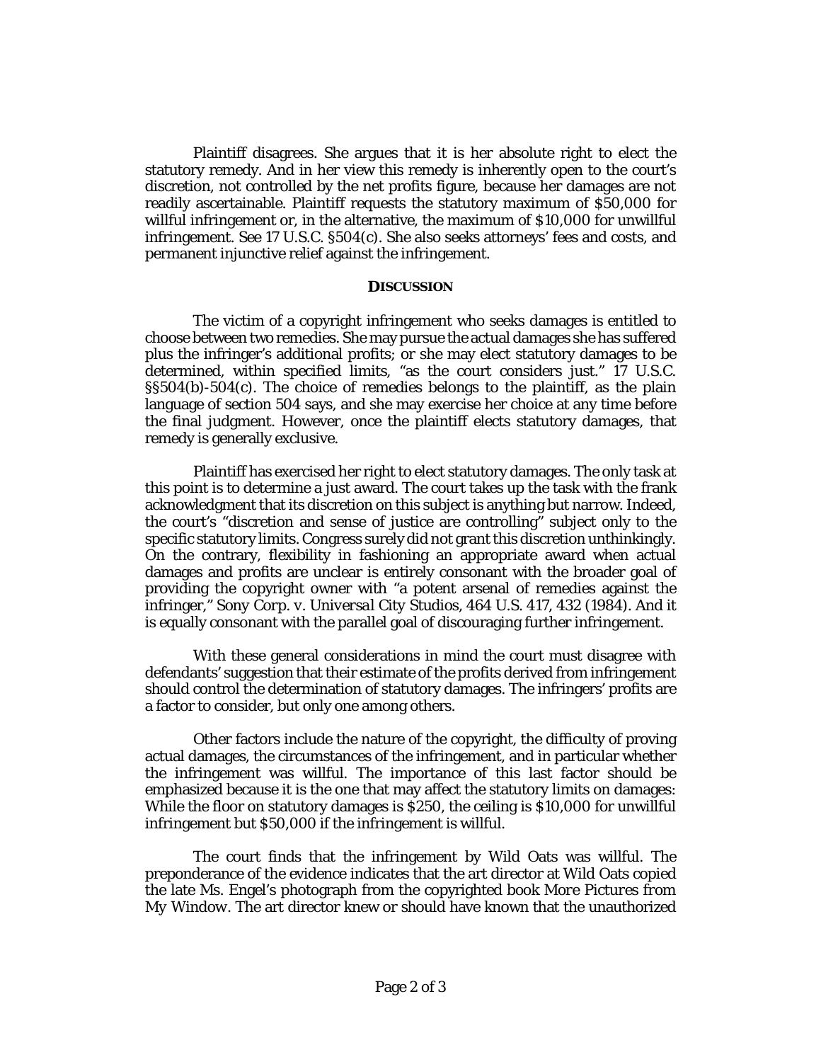Plaintiff disagrees. She argues that it is her absolute right to elect the statutory remedy. And in her view this remedy is inherently open to the court's discretion, not controlled by the net profits figure, because her damages are not readily ascertainable. Plaintiff requests the statutory maximum of $50,000 for willful infringement or, in the alternative, the maximum of $10,000 for unwillful infringement. See 17 U.S.C. §504(c). She also seeks attorneys' fees and costs, and permanent injunctive relief against the infringement.

## DISCUSSION

The victim of a copyright infringement who seeks damages is entitled to choose between two remedies. She may pursue the actual damages she has suffered plus the infringer's additional profits; or she may elect statutory damages to be determined, within specified limits, "as the court considers just." 17 U.S.C. §§504(b)-504(c). The choice of remedies belongs to the plaintiff, as the plain language of section 504 says, and she may exercise her choice at any time before the final judgment. However, once the plaintiff elects statutory damages, that remedy is generally exclusive.

Plaintiff has exercised her right to elect statutory damages. The only task at this point is to determine a just award. The court takes up the task with the frank acknowledgment that its discretion on this subject is anything but narrow. Indeed, the court's "discretion and sense of justice are controlling" subject only to the specific statutory limits. Congress surely did not grant this discretion unthinkingly. On the contrary, flexibility in fashioning an appropriate award when actual damages and profits are unclear is entirely consonant with the broader goal of providing the copyright owner with "a potent arsenal of remedies against the infringer," *Sony Corp. v. Universal City Studios*, 464 U.S. 417, 432 (1984). And it is equally consonant with the parallel goal of discouraging further infringement.

With these general considerations in mind the court must disagree with defendants' suggestion that their estimate of the profits derived from infringement should control the determination of statutory damages. The infringers' profits are a factor to consider, but only one among others.

Other factors include the nature of the copyright, the difficulty of proving actual damages, the circumstances of the infringement, and in particular whether the infringement was willful. The importance of this last factor should be emphasized because it is the one that may affect the statutory limits on damages: While the floor on statutory damages is $250, the ceiling is $10,000 for unwillful infringement but $50,000 if the infringement is willful.

The court finds that the infringement by Wild Oats was willful. The preponderance of the evidence indicates that the art director at Wild Oats copied the late Ms. Engel's photograph from the copyrighted book *More Pictures from My Window*. The art director knew or should have known that the unauthorized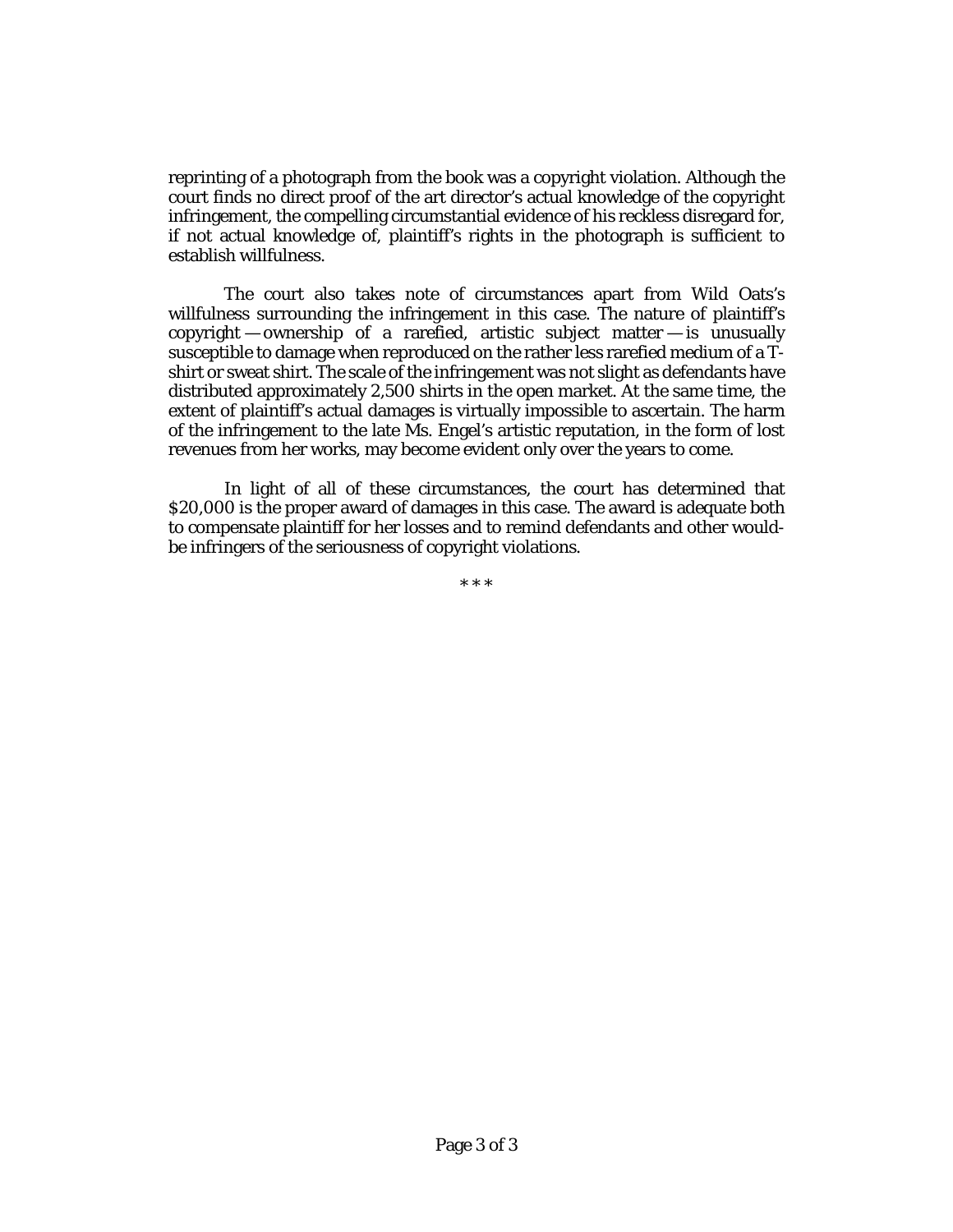reprinting of a photograph from the book was a copyright violation. Although the court finds no direct proof of the art director's actual knowledge of the copyright infringement, the compelling circumstantial evidence of his reckless disregard for, if not actual knowledge of, plaintiff's rights in the photograph is sufficient to establish willfulness.

The court also takes note of circumstances apart from Wild Oats's willfulness surrounding the infringement in this case. The nature of plaintiff's copyright — ownership of a rarefied, artistic subject matter — is unusually susceptible to damage when reproduced on the rather less rarefied medium of a T-shirt or sweat shirt. The scale of the infringement was not slight as defendants have distributed approximately 2,500 shirts in the open market. At the same time, the extent of plaintiff's actual damages is virtually impossible to ascertain. The harm of the infringement to the late Ms. Engel's artistic reputation, in the form of lost revenues from her works, may become evident only over the years to come.

In light of all of these circumstances, the court has determined that $20,000 is the proper award of damages in this case. The award is adequate both to compensate plaintiff for her losses and to remind defendants and other would-be infringers of the seriousness of copyright violations.

* * *